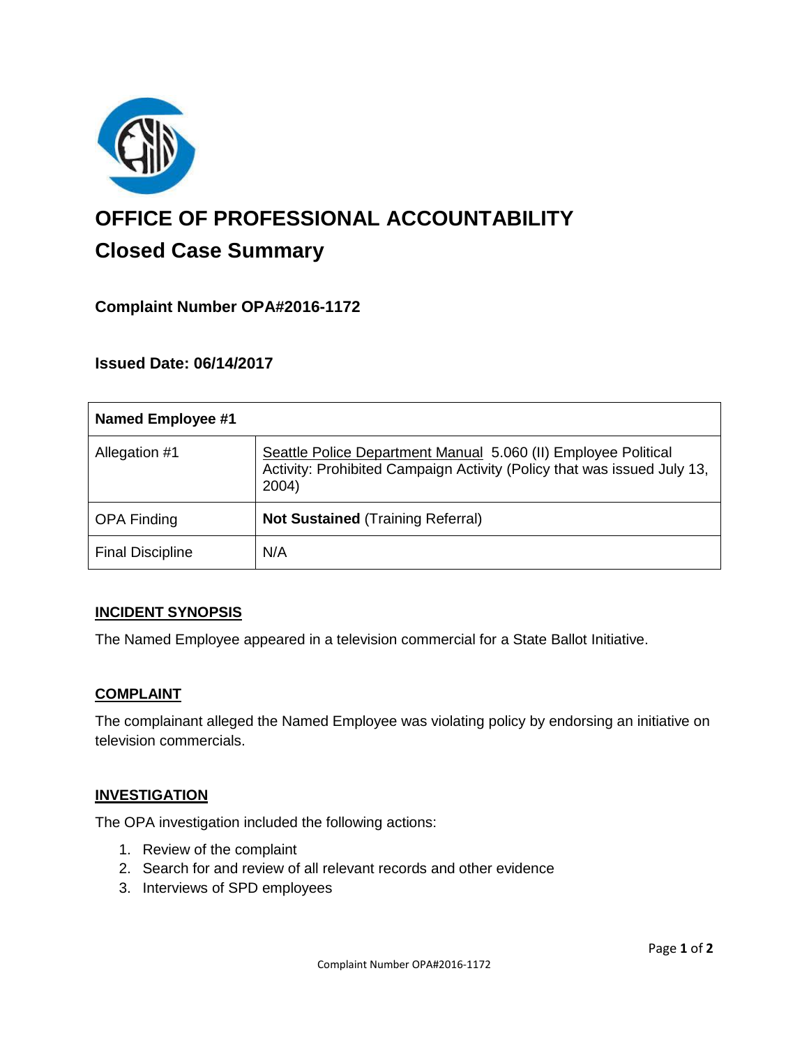# OFFICE OF PROFESSIONAL ACCOUNTABILITY

## Closed Case Summary

### Complaint Number OPA#2016-1172

### Issued Date: 06/14/2017

| Named Employee #1 | |
|---|---|
| Allegation #1 | Seattle Police Department Manual 5.060 (II) Employee Political Activity: Prohibited Campaign Activity (Policy that was issued July 13, 2004) |
| OPA Finding | **Not Sustained** (Training Referral) |
| Final Discipline | N/A |

### INCIDENT SYNOPSIS

The Named Employee appeared in a television commercial for a State Ballot Initiative.

### COMPLAINT

The complainant alleged the Named Employee was violating policy by endorsing an initiative on television commercials.

### INVESTIGATION

The OPA investigation included the following actions:

1. Review of the complaint
2. Search for and review of all relevant records and other evidence
3. Interviews of SPD employees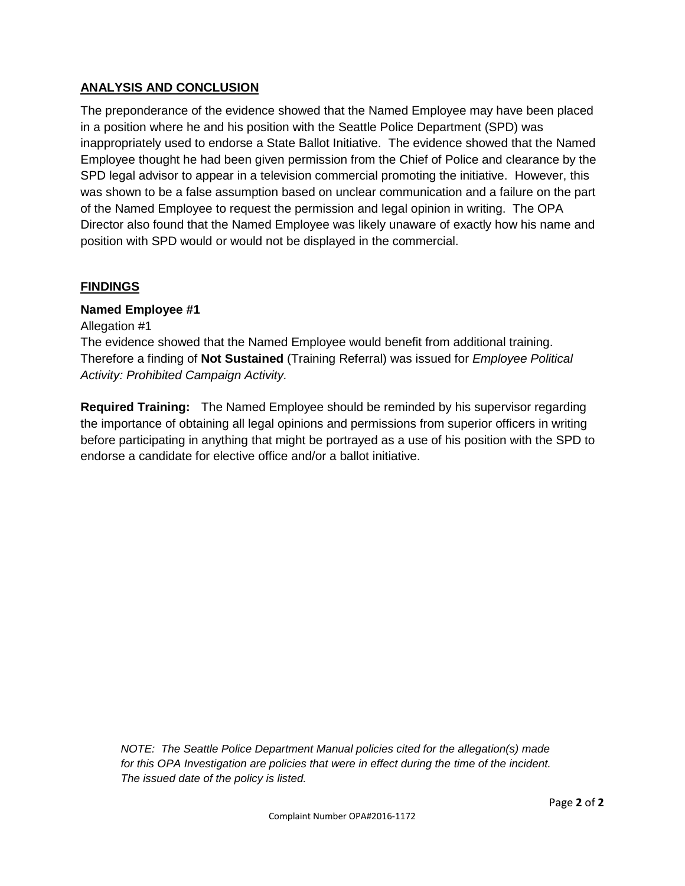## ANALYSIS AND CONCLUSION

The preponderance of the evidence showed that the Named Employee may have been placed in a position where he and his position with the Seattle Police Department (SPD) was inappropriately used to endorse a State Ballot Initiative. The evidence showed that the Named Employee thought he had been given permission from the Chief of Police and clearance by the SPD legal advisor to appear in a television commercial promoting the initiative. However, this was shown to be a false assumption based on unclear communication and a failure on the part of the Named Employee to request the permission and legal opinion in writing. The OPA Director also found that the Named Employee was likely unaware of exactly how his name and position with SPD would or would not be displayed in the commercial.

## FINDINGS

**Named Employee #1**

Allegation #1

The evidence showed that the Named Employee would benefit from additional training. Therefore a finding of **Not Sustained** (Training Referral) was issued for *Employee Political Activity: Prohibited Campaign Activity.*

**Required Training:** The Named Employee should be reminded by his supervisor regarding the importance of obtaining all legal opinions and permissions from superior officers in writing before participating in anything that might be portrayed as a use of his position with the SPD to endorse a candidate for elective office and/or a ballot initiative.

*NOTE: The Seattle Police Department Manual policies cited for the allegation(s) made for this OPA Investigation are policies that were in effect during the time of the incident. The issued date of the policy is listed.*

Complaint Number OPA#2016-1172